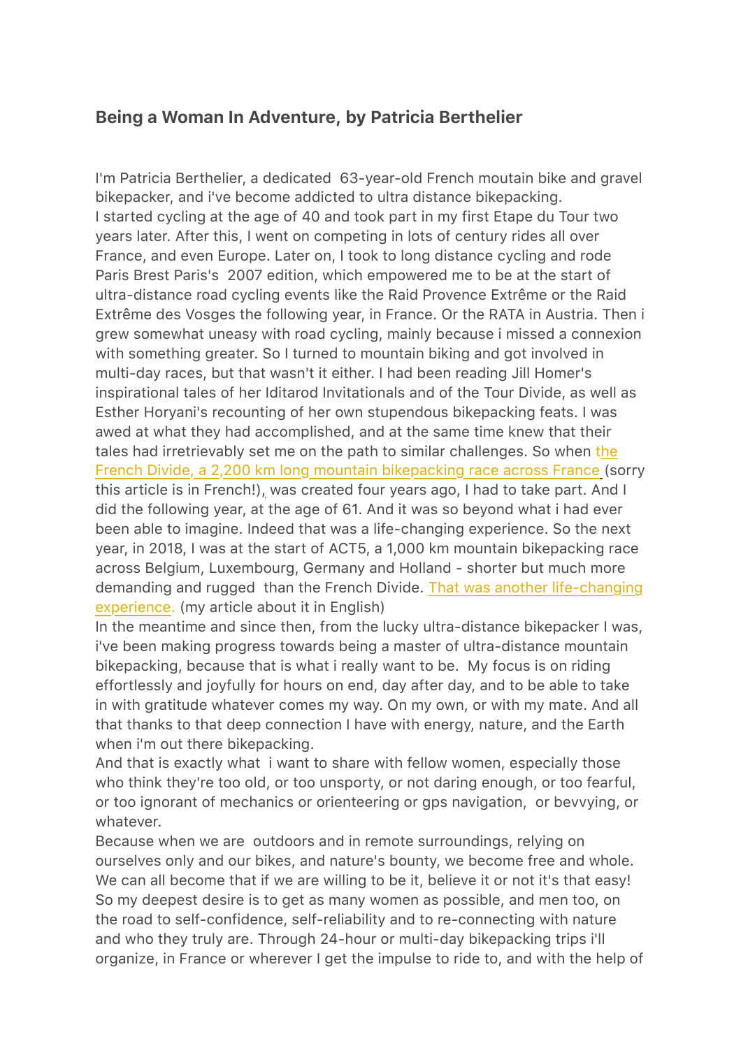## Being a Woman In Adventure, by Patricia Berthelier

I'm Patricia Berthelier, a dedicated 63-year-old French moutain bike and gravel bikepacker, and i've become addicted to ultra distance bikepacking.
I started cycling at the age of 40 and took part in my first Etape du Tour two years later. After this, I went on competing in lots of century rides all over France, and even Europe. Later on, I took to long distance cycling and rode Paris Brest Paris's 2007 edition, which empowered me to be at the start of ultra-distance road cycling events like the Raid Provence Extrême or the Raid Extrême des Vosges the following year, in France. Or the RATA in Austria. Then i grew somewhat uneasy with road cycling, mainly because i missed a connexion with something greater. So I turned to mountain biking and got involved in multi-day races, but that wasn't it either. I had been reading Jill Homer's inspirational tales of her Iditarod Invitationals and of the Tour Divide, as well as Esther Horyani's recounting of her own stupendous bikepacking feats. I was awed at what they had accomplished, and at the same time knew that their tales had irretrievably set me on the path to similar challenges. So when the French Divide, a 2,200 km long mountain bikepacking race across France (sorry this article is in French!), was created four years ago, I had to take part. And I did the following year, at the age of 61. And it was so beyond what i had ever been able to imagine. Indeed that was a life-changing experience. So the next year, in 2018, I was at the start of ACT5, a 1,000 km mountain bikepacking race across Belgium, Luxembourg, Germany and Holland - shorter but much more demanding and rugged than the French Divide. That was another life-changing experience. (my article about it in English)
In the meantime and since then, from the lucky ultra-distance bikepacker I was, i've been making progress towards being a master of ultra-distance mountain bikepacking, because that is what i really want to be. My focus is on riding effortlessly and joyfully for hours on end, day after day, and to be able to take in with gratitude whatever comes my way. On my own, or with my mate. And all that thanks to that deep connection I have with energy, nature, and the Earth when i'm out there bikepacking.
And that is exactly what i want to share with fellow women, especially those who think they're too old, or too unsporty, or not daring enough, or too fearful, or too ignorant of mechanics or orienteering or gps navigation, or bevvying, or whatever.
Because when we are outdoors and in remote surroundings, relying on ourselves only and our bikes, and nature's bounty, we become free and whole. We can all become that if we are willing to be it, believe it or not it's that easy! So my deepest desire is to get as many women as possible, and men too, on the road to self-confidence, self-reliability and to re-connecting with nature and who they truly are. Through 24-hour or multi-day bikepacking trips i'll organize, in France or wherever I get the impulse to ride to, and with the help of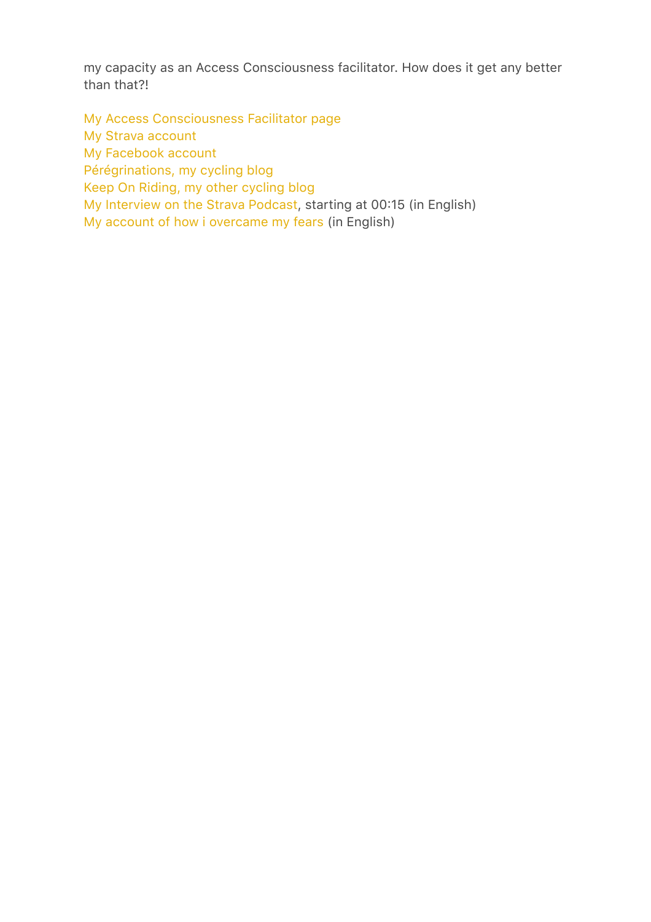my capacity as an Access Consciousness facilitator. How does it get any better than that?!

My Access Consciousness Facilitator page
My Strava account
My Facebook account
Pérégrinations, my cycling blog
Keep On Riding, my other cycling blog
My Interview on the Strava Podcast, starting at 00:15 (in English)
My account of how i overcame my fears (in English)